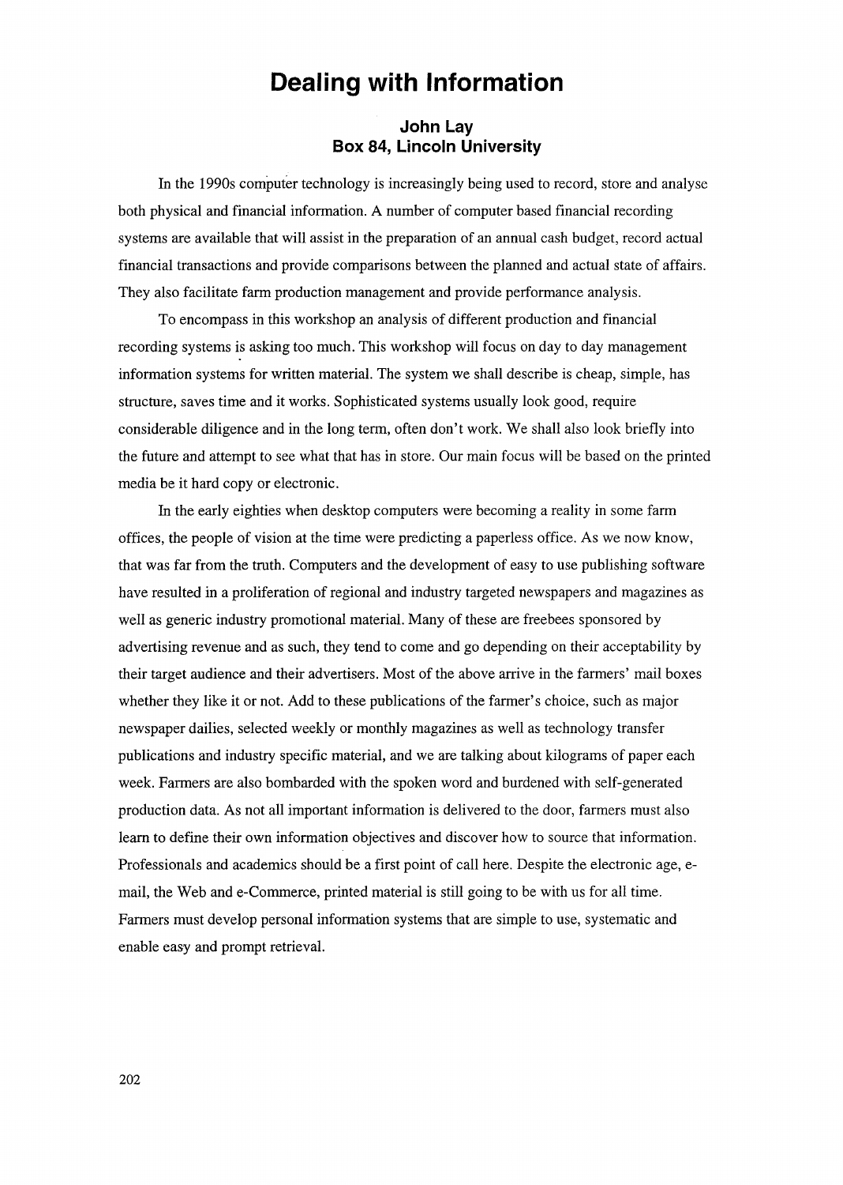# Dealing with Information

**John Lay**
**Box 84, Lincoln University**

In the 1990s computer technology is increasingly being used to record, store and analyse both physical and financial information. A number of computer based financial recording systems are available that will assist in the preparation of an annual cash budget, record actual financial transactions and provide comparisons between the planned and actual state of affairs. They also facilitate farm production management and provide performance analysis.

To encompass in this workshop an analysis of different production and financial recording systems is asking too much. This workshop will focus on day to day management information systems for written material. The system we shall describe is cheap, simple, has structure, saves time and it works. Sophisticated systems usually look good, require considerable diligence and in the long term, often don't work. We shall also look briefly into the future and attempt to see what that has in store. Our main focus will be based on the printed media be it hard copy or electronic.

In the early eighties when desktop computers were becoming a reality in some farm offices, the people of vision at the time were predicting a paperless office. As we now know, that was far from the truth. Computers and the development of easy to use publishing software have resulted in a proliferation of regional and industry targeted newspapers and magazines as well as generic industry promotional material. Many of these are freebees sponsored by advertising revenue and as such, they tend to come and go depending on their acceptability by their target audience and their advertisers. Most of the above arrive in the farmers' mail boxes whether they like it or not. Add to these publications of the farmer's choice, such as major newspaper dailies, selected weekly or monthly magazines as well as technology transfer publications and industry specific material, and we are talking about kilograms of paper each week. Farmers are also bombarded with the spoken word and burdened with self-generated production data. As not all important information is delivered to the door, farmers must also learn to define their own information objectives and discover how to source that information. Professionals and academics should be a first point of call here. Despite the electronic age, e-mail, the Web and e-Commerce, printed material is still going to be with us for all time. Farmers must develop personal information systems that are simple to use, systematic and enable easy and prompt retrieval.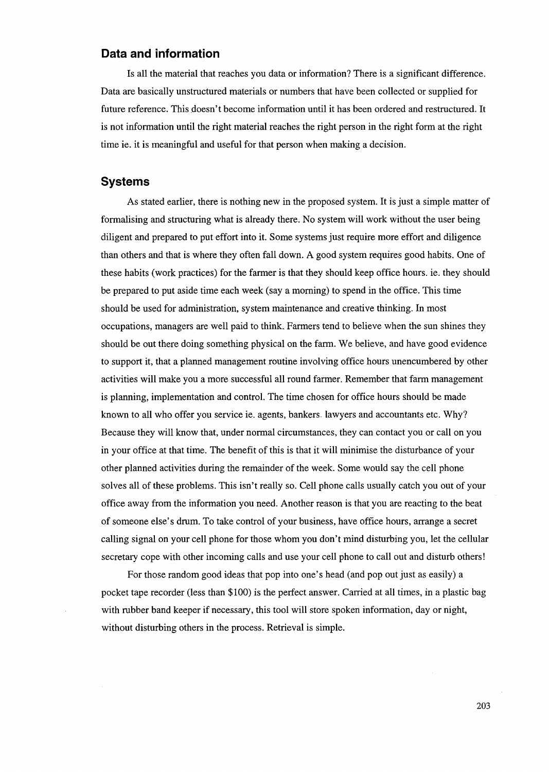## Data and information

Is all the material that reaches you data or information? There is a significant difference. Data are basically unstructured materials or numbers that have been collected or supplied for future reference. This doesn't become information until it has been ordered and restructured. It is not information until the right material reaches the right person in the right form at the right time ie. it is meaningful and useful for that person when making a decision.

## Systems

As stated earlier, there is nothing new in the proposed system. It is just a simple matter of formalising and structuring what is already there. No system will work without the user being diligent and prepared to put effort into it. Some systems just require more effort and diligence than others and that is where they often fall down. A good system requires good habits. One of these habits (work practices) for the farmer is that they should keep office hours. ie. they should be prepared to put aside time each week (say a morning) to spend in the office. This time should be used for administration, system maintenance and creative thinking. In most occupations, managers are well paid to think. Farmers tend to believe when the sun shines they should be out there doing something physical on the farm. We believe, and have good evidence to support it, that a planned management routine involving office hours unencumbered by other activities will make you a more successful all round farmer. Remember that farm management is planning, implementation and control. The time chosen for office hours should be made known to all who offer you service ie. agents, bankers. lawyers and accountants etc. Why? Because they will know that, under normal circumstances, they can contact you or call on you in your office at that time. The benefit of this is that it will minimise the disturbance of your other planned activities during the remainder of the week. Some would say the cell phone solves all of these problems. This isn't really so. Cell phone calls usually catch you out of your office away from the information you need. Another reason is that you are reacting to the beat of someone else's drum. To take control of your business, have office hours, arrange a secret calling signal on your cell phone for those whom you don't mind disturbing you, let the cellular secretary cope with other incoming calls and use your cell phone to call out and disturb others!

For those random good ideas that pop into one's head (and pop out just as easily) a pocket tape recorder (less than $100) is the perfect answer. Carried at all times, in a plastic bag with rubber band keeper if necessary, this tool will store spoken information, day or night, without disturbing others in the process. Retrieval is simple.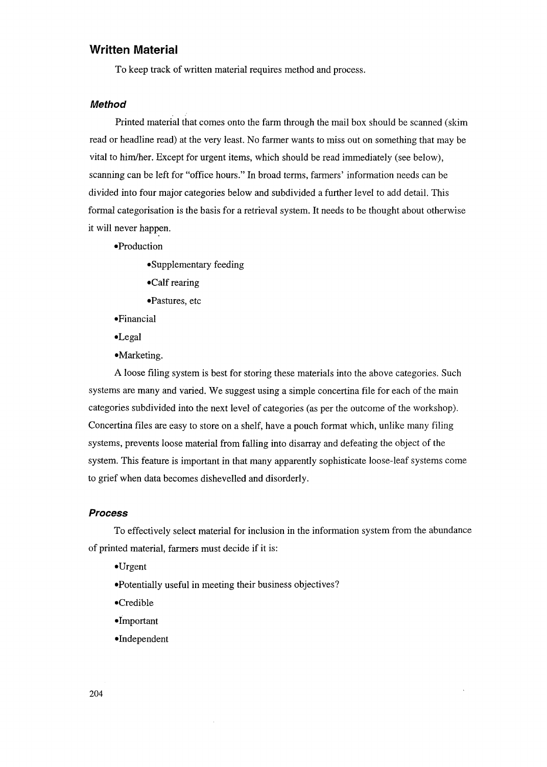## Written Material

To keep track of written material requires method and process.

### *Method*

Printed material that comes onto the farm through the mail box should be scanned (skim read or headline read) at the very least. No farmer wants to miss out on something that may be vital to him/her. Except for urgent items, which should be read immediately (see below), scanning can be left for "office hours." In broad terms, farmers' information needs can be divided into four major categories below and subdivided a further level to add detail. This formal categorisation is the basis for a retrieval system. It needs to be thought about otherwise it will never happen.

- Production
    - Supplementary feeding
    - Calf rearing
    - Pastures, etc
- Financial
- Legal
- Marketing.

A loose filing system is best for storing these materials into the above categories. Such systems are many and varied. We suggest using a simple concertina file for each of the main categories subdivided into the next level of categories (as per the outcome of the workshop). Concertina files are easy to store on a shelf, have a pouch format which, unlike many filing systems, prevents loose material from falling into disarray and defeating the object of the system. This feature is important in that many apparently sophisticate loose-leaf systems come to grief when data becomes dishevelled and disorderly.

### *Process*

To effectively select material for inclusion in the information system from the abundance of printed material, farmers must decide if it is:

- Urgent
- Potentially useful in meeting their business objectives?
- Credible
- Important
- Independent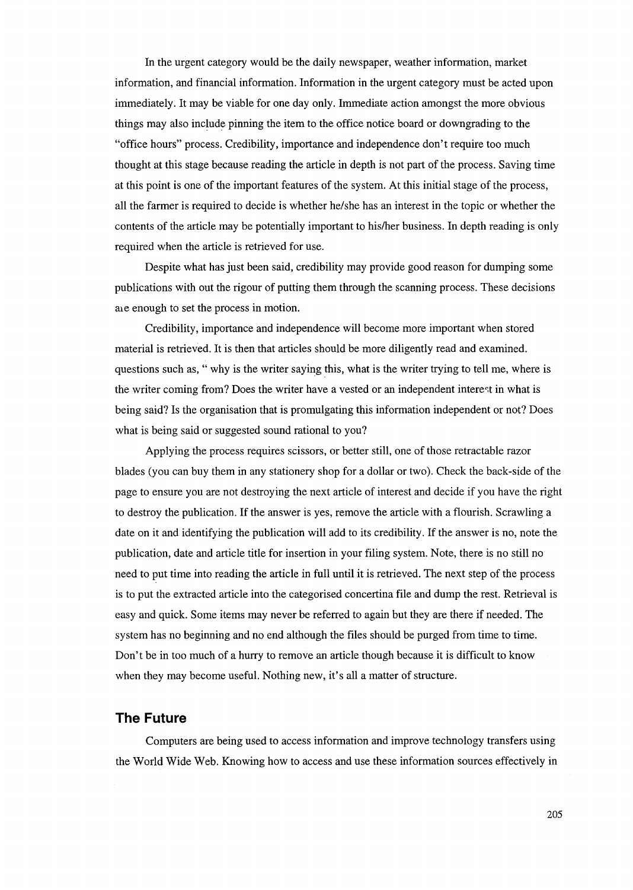In the urgent category would be the daily newspaper, weather information, market information, and financial information. Information in the urgent category must be acted upon immediately. It may be viable for one day only. Immediate action amongst the more obvious things may also include pinning the item to the office notice board or downgrading to the "office hours" process. Credibility, importance and independence don't require too much thought at this stage because reading the article in depth is not part of the process. Saving time at this point is one of the important features of the system. At this initial stage of the process, all the farmer is required to decide is whether he/she has an interest in the topic or whether the contents of the article may be potentially important to his/her business. In depth reading is only required when the article is retrieved for use.

Despite what has just been said, credibility may provide good reason for dumping some publications with out the rigour of putting them through the scanning process. These decisions are enough to set the process in motion.

Credibility, importance and independence will become more important when stored material is retrieved. It is then that articles should be more diligently read and examined. questions such as, " why is the writer saying this, what is the writer trying to tell me, where is the writer coming from? Does the writer have a vested or an independent interest in what is being said? Is the organisation that is promulgating this information independent or not? Does what is being said or suggested sound rational to you?

Applying the process requires scissors, or better still, one of those retractable razor blades (you can buy them in any stationery shop for a dollar or two). Check the back-side of the page to ensure you are not destroying the next article of interest and decide if you have the right to destroy the publication. If the answer is yes, remove the article with a flourish. Scrawling a date on it and identifying the publication will add to its credibility. If the answer is no, note the publication, date and article title for insertion in your filing system. Note, there is no still no need to put time into reading the article in full until it is retrieved. The next step of the process is to put the extracted article into the categorised concertina file and dump the rest. Retrieval is easy and quick. Some items may never be referred to again but they are there if needed. The system has no beginning and no end although the files should be purged from time to time. Don't be in too much of a hurry to remove an article though because it is difficult to know when they may become useful. Nothing new, it's all a matter of structure.

## The Future

Computers are being used to access information and improve technology transfers using the World Wide Web. Knowing how to access and use these information sources effectively in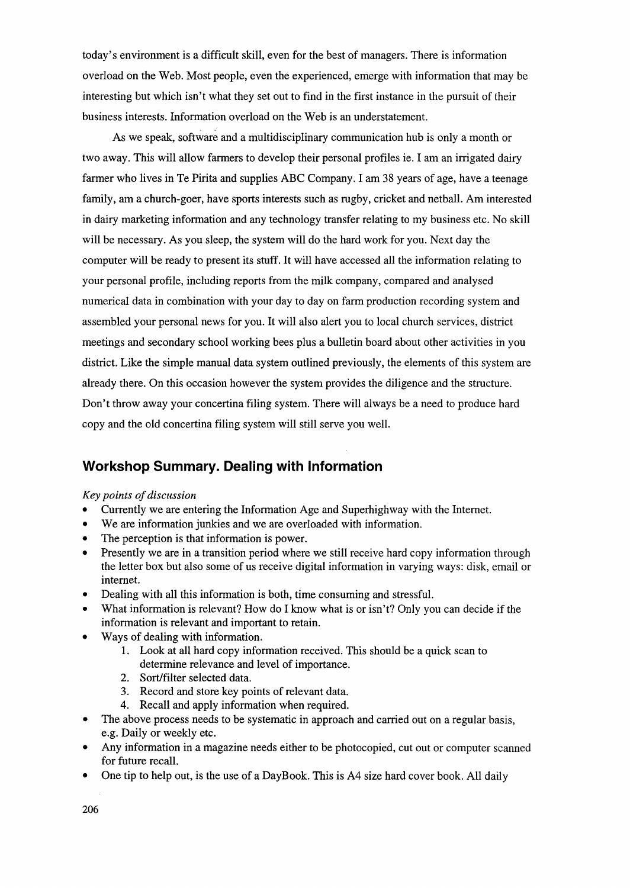today's environment is a difficult skill, even for the best of managers. There is information overload on the Web. Most people, even the experienced, emerge with information that may be interesting but which isn't what they set out to find in the first instance in the pursuit of their business interests. Information overload on the Web is an understatement.

As we speak, software and a multidisciplinary communication hub is only a month or two away. This will allow farmers to develop their personal profiles ie. I am an irrigated dairy farmer who lives in Te Pirita and supplies ABC Company. I am 38 years of age, have a teenage family, am a church-goer, have sports interests such as rugby, cricket and netball. Am interested in dairy marketing information and any technology transfer relating to my business etc. No skill will be necessary. As you sleep, the system will do the hard work for you. Next day the computer will be ready to present its stuff. It will have accessed all the information relating to your personal profile, including reports from the milk company, compared and analysed numerical data in combination with your day to day on farm production recording system and assembled your personal news for you. It will also alert you to local church services, district meetings and secondary school working bees plus a bulletin board about other activities in you district. Like the simple manual data system outlined previously, the elements of this system are already there. On this occasion however the system provides the diligence and the structure. Don't throw away your concertina filing system. There will always be a need to produce hard copy and the old concertina filing system will still serve you well.

## Workshop Summary. Dealing with Information

*Key points of discussion*

- Currently we are entering the Information Age and Superhighway with the Internet.
- We are information junkies and we are overloaded with information.
- The perception is that information is power.
- Presently we are in a transition period where we still receive hard copy information through the letter box but also some of us receive digital information in varying ways: disk, email or internet.
- Dealing with all this information is both, time consuming and stressful.
- What information is relevant? How do I know what is or isn't? Only you can decide if the information is relevant and important to retain.
- Ways of dealing with information.
    1. Look at all hard copy information received. This should be a quick scan to determine relevance and level of importance.
    2. Sort/filter selected data.
    3. Record and store key points of relevant data.
    4. Recall and apply information when required.
- The above process needs to be systematic in approach and carried out on a regular basis, e.g. Daily or weekly etc.
- Any information in a magazine needs either to be photocopied, cut out or computer scanned for future recall.
- One tip to help out, is the use of a DayBook. This is A4 size hard cover book. All daily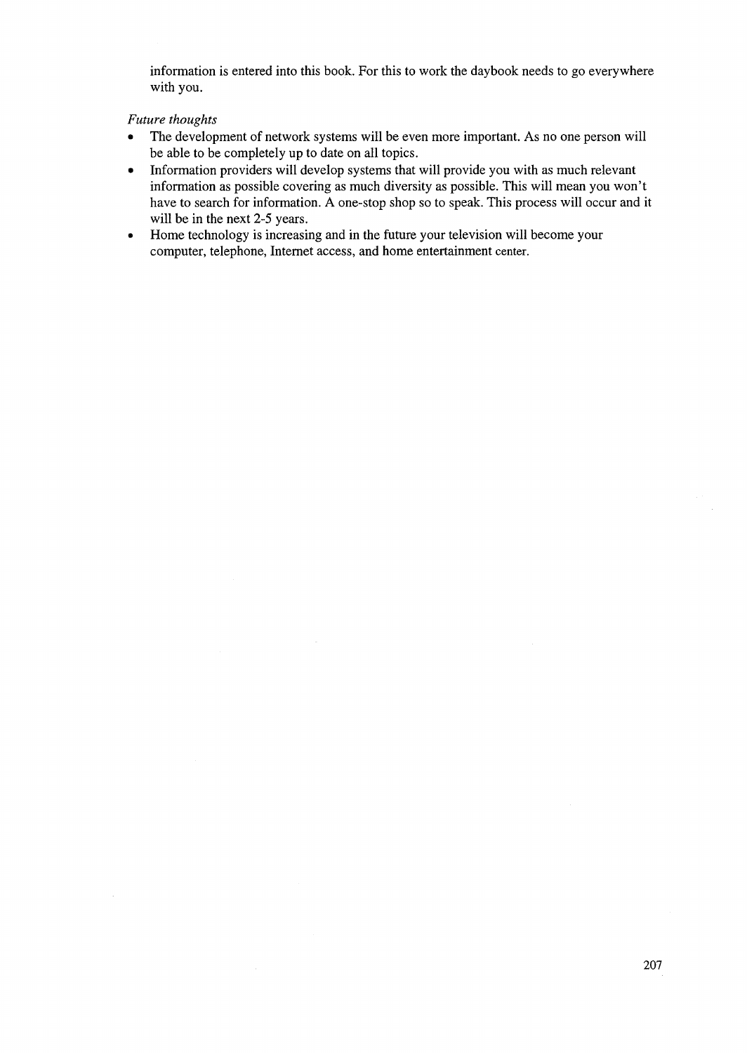information is entered into this book. For this to work the daybook needs to go everywhere with you.

*Future thoughts*

- The development of network systems will be even more important. As no one person will be able to be completely up to date on all topics.
- Information providers will develop systems that will provide you with as much relevant information as possible covering as much diversity as possible. This will mean you won't have to search for information. A one-stop shop so to speak. This process will occur and it will be in the next 2-5 years.
- Home technology is increasing and in the future your television will become your computer, telephone, Internet access, and home entertainment center.